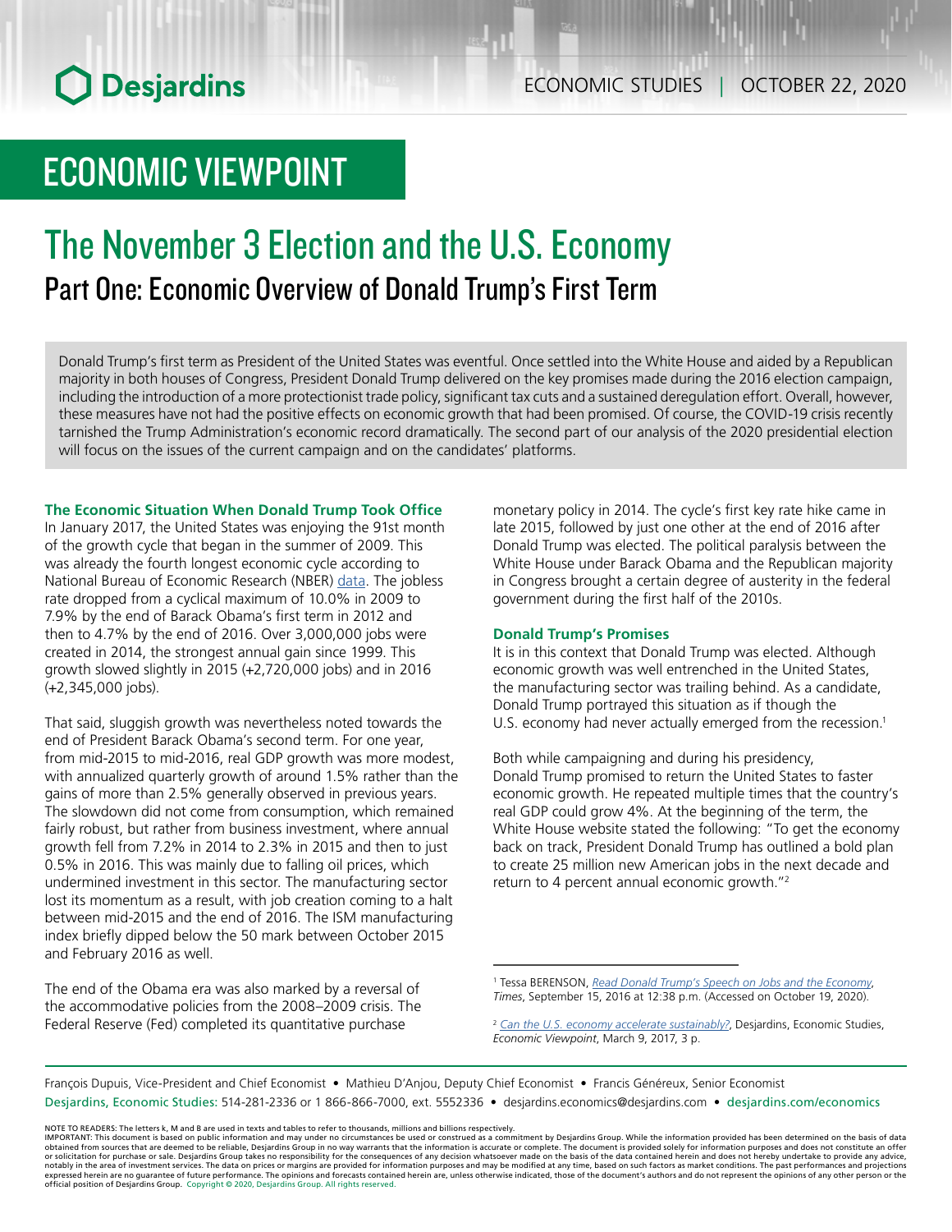# ECONOMIC VIEWPOINT

# The November 3 Election and the U.S. Economy

## Part One: Economic Overview of Donald Trump's First Term

Donald Trump's first term as President of the United States was eventful. Once settled into the White House and aided by a Republican majority in both houses of Congress, President Donald Trump delivered on the key promises made during the 2016 election campaign, including the introduction of a more protectionist trade policy, significant tax cuts and a sustained deregulation effort. Overall, however, these measures have not had the positive effects on economic growth that had been promised. Of course, the COVID-19 crisis recently tarnished the Trump Administration's economic record dramatically. The second part of our analysis of the 2020 presidential election will focus on the issues of the current campaign and on the candidates' platforms.

### The Economic Situation When Donald Trump Took Office

In January 2017, the United States was enjoying the 91st month of the growth cycle that began in the summer of 2009. This was already the fourth longest economic cycle according to National Bureau of Economic Research (NBER) data. The jobless rate dropped from a cyclical maximum of 10.0% in 2009 to 7.9% by the end of Barack Obama's first term in 2012 and then to 4.7% by the end of 2016. Over 3,000,000 jobs were created in 2014, the strongest annual gain since 1999. This growth slowed slightly in 2015 (+2,720,000 jobs) and in 2016 (+2,345,000 jobs).

That said, sluggish growth was nevertheless noted towards the end of President Barack Obama's second term. For one year, from mid-2015 to mid-2016, real GDP growth was more modest, with annualized quarterly growth of around 1.5% rather than the gains of more than 2.5% generally observed in previous years. The slowdown did not come from consumption, which remained fairly robust, but rather from business investment, where annual growth fell from 7.2% in 2014 to 2.3% in 2015 and then to just 0.5% in 2016. This was mainly due to falling oil prices, which undermined investment in this sector. The manufacturing sector lost its momentum as a result, with job creation coming to a halt between mid-2015 and the end of 2016. The ISM manufacturing index briefly dipped below the 50 mark between October 2015 and February 2016 as well.

The end of the Obama era was also marked by a reversal of the accommodative policies from the 2008–2009 crisis. The Federal Reserve (Fed) completed its quantitative purchase monetary policy in 2014. The cycle's first key rate hike came in late 2015, followed by just one other at the end of 2016 after Donald Trump was elected. The political paralysis between the White House under Barack Obama and the Republican majority in Congress brought a certain degree of austerity in the federal government during the first half of the 2010s.

### Donald Trump's Promises

It is in this context that Donald Trump was elected. Although economic growth was well entrenched in the United States, the manufacturing sector was trailing behind. As a candidate, Donald Trump portrayed this situation as if though the U.S. economy had never actually emerged from the recession.[1]

Both while campaigning and during his presidency, Donald Trump promised to return the United States to faster economic growth. He repeated multiple times that the country's real GDP could grow 4%. At the beginning of the term, the White House website stated the following: "To get the economy back on track, President Donald Trump has outlined a bold plan to create 25 million new American jobs in the next decade and return to 4 percent annual economic growth."[2]

---

[1] Tessa BERENSON, *Read Donald Trump's Speech on Jobs and the Economy*, *Times*, September 15, 2016 at 12:38 p.m. (Accessed on October 19, 2020).

[2] *Can the U.S. economy accelerate sustainably?*, Desjardins, Economic Studies, *Economic Viewpoint*, March 9, 2017, 3 p.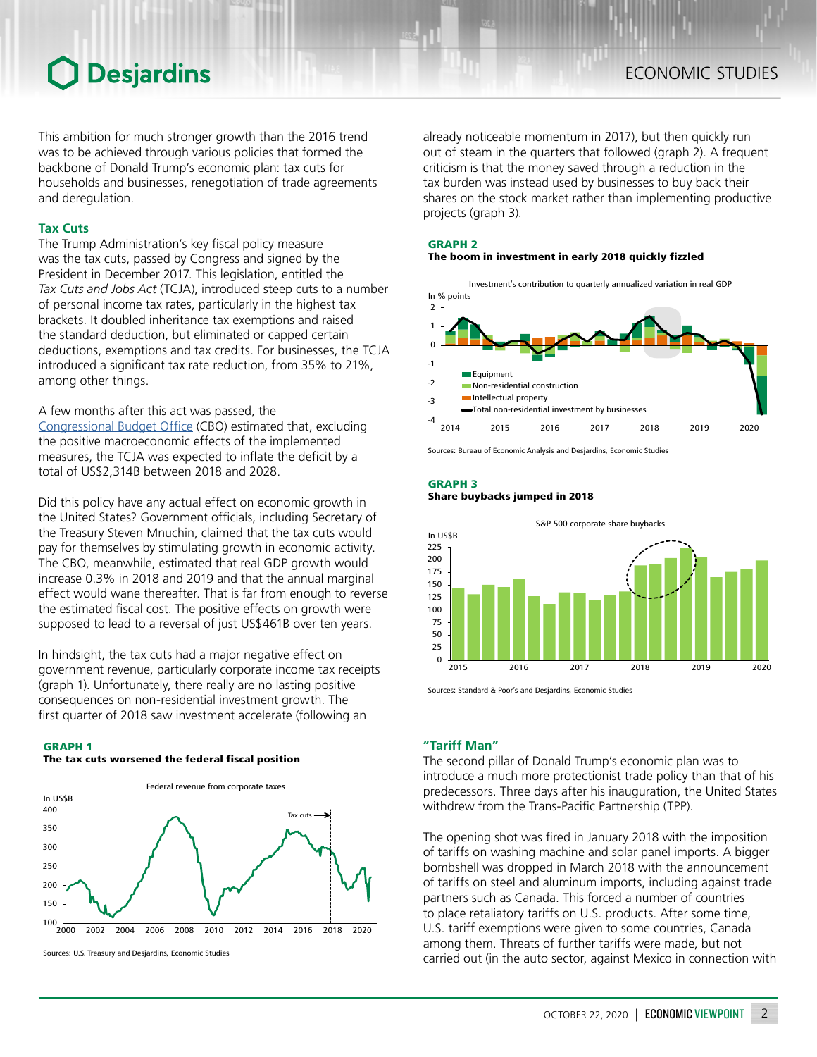This ambition for much stronger growth than the 2016 trend was to be achieved through various policies that formed the backbone of Donald Trump's economic plan: tax cuts for households and businesses, renegotiation of trade agreements and deregulation.

### Tax Cuts

The Trump Administration's key fiscal policy measure was the tax cuts, passed by Congress and signed by the President in December 2017. This legislation, entitled the *Tax Cuts and Jobs Act* (TCJA), introduced steep cuts to a number of personal income tax rates, particularly in the highest tax brackets. It doubled inheritance tax exemptions and raised the standard deduction, but eliminated or capped certain deductions, exemptions and tax credits. For businesses, the TCJA introduced a significant tax rate reduction, from 35% to 21%, among other things.

A few months after this act was passed, the Congressional Budget Office (CBO) estimated that, excluding the positive macroeconomic effects of the implemented measures, the TCJA was expected to inflate the deficit by a total of US$2,314B between 2018 and 2028.

Did this policy have any actual effect on economic growth in the United States? Government officials, including Secretary of the Treasury Steven Mnuchin, claimed that the tax cuts would pay for themselves by stimulating growth in economic activity. The CBO, meanwhile, estimated that real GDP growth would increase 0.3% in 2018 and 2019 and that the annual marginal effect would wane thereafter. That is far from enough to reverse the estimated fiscal cost. The positive effects on growth were supposed to lead to a reversal of just US$461B over ten years.

In hindsight, the tax cuts had a major negative effect on government revenue, particularly corporate income tax receipts (graph 1). Unfortunately, there really are no lasting positive consequences on non-residential investment growth. The first quarter of 2018 saw investment accelerate (following an already noticeable momentum in 2017), but then quickly run out of steam in the quarters that followed (graph 2). A frequent criticism is that the money saved through a reduction in the tax burden was instead used by businesses to buy back their shares on the stock market rather than implementing productive projects (graph 3).

**GRAPH 1**
**The tax cuts worsened the federal fiscal position**

Sources: U.S. Treasury and Desjardins, Economic Studies

**GRAPH 2**
**The boom in investment in early 2018 quickly fizzled**

Sources: Bureau of Economic Analysis and Desjardins, Economic Studies

**GRAPH 3**
**Share buybacks jumped in 2018**

Sources: Standard & Poor's and Desjardins, Economic Studies

### "Tariff Man"

The second pillar of Donald Trump's economic plan was to introduce a much more protectionist trade policy than that of his predecessors. Three days after his inauguration, the United States withdrew from the Trans-Pacific Partnership (TPP).

The opening shot was fired in January 2018 with the imposition of tariffs on washing machine and solar panel imports. A bigger bombshell was dropped in March 2018 with the announcement of tariffs on steel and aluminum imports, including against trade partners such as Canada. This forced a number of countries to place retaliatory tariffs on U.S. products. After some time, U.S. tariff exemptions were given to some countries, Canada among them. Threats of further tariffs were made, but not carried out (in the auto sector, against Mexico in connection with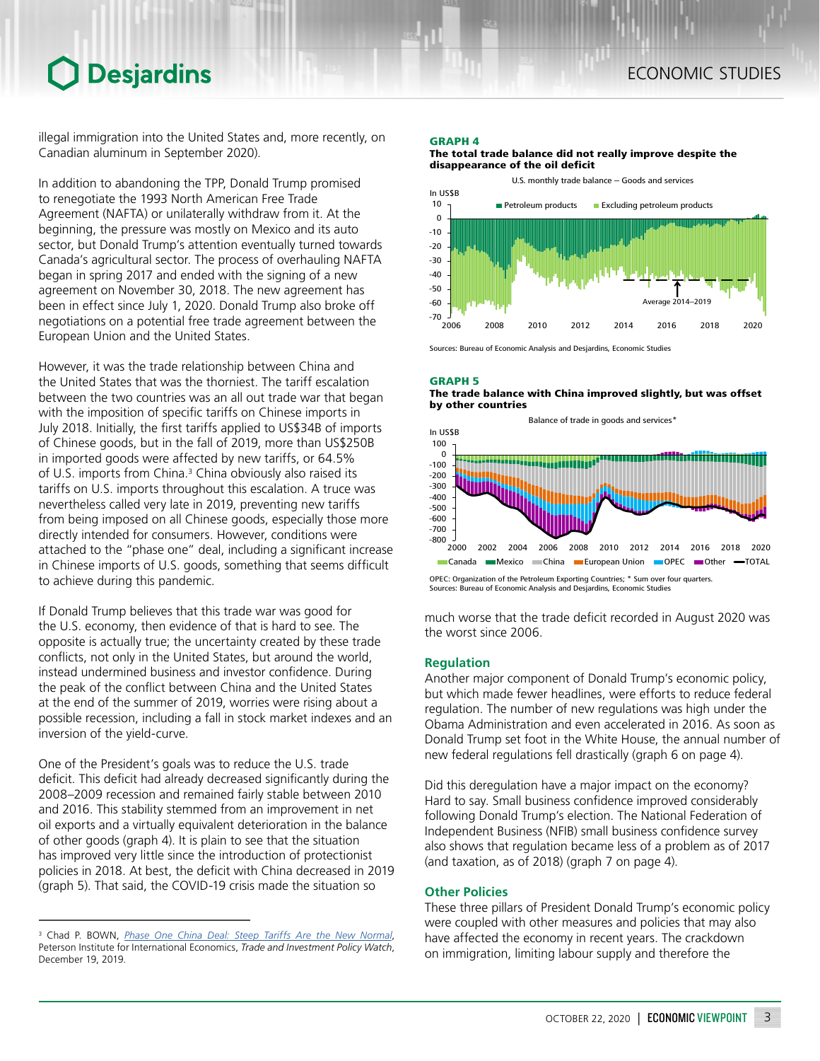illegal immigration into the United States and, more recently, on Canadian aluminum in September 2020).

In addition to abandoning the TPP, Donald Trump promised to renegotiate the 1993 North American Free Trade Agreement (NAFTA) or unilaterally withdraw from it. At the beginning, the pressure was mostly on Mexico and its auto sector, but Donald Trump's attention eventually turned towards Canada's agricultural sector. The process of overhauling NAFTA began in spring 2017 and ended with the signing of a new agreement on November 30, 2018. The new agreement has been in effect since July 1, 2020. Donald Trump also broke off negotiations on a potential free trade agreement between the European Union and the United States.

However, it was the trade relationship between China and the United States that was the thorniest. The tariff escalation between the two countries was an all out trade war that began with the imposition of specific tariffs on Chinese imports in July 2018. Initially, the first tariffs applied to US$34B of imports of Chinese goods, but in the fall of 2019, more than US$250B in imported goods were affected by new tariffs, or 64.5% of U.S. imports from China.[3] China obviously also raised its tariffs on U.S. imports throughout this escalation. A truce was nevertheless called very late in 2019, preventing new tariffs from being imposed on all Chinese goods, especially those more directly intended for consumers. However, conditions were attached to the "phase one" deal, including a significant increase in Chinese imports of U.S. goods, something that seems difficult to achieve during this pandemic.

If Donald Trump believes that this trade war was good for the U.S. economy, then evidence of that is hard to see. The opposite is actually true; the uncertainty created by these trade conflicts, not only in the United States, but around the world, instead undermined business and investor confidence. During the peak of the conflict between China and the United States at the end of the summer of 2019, worries were rising about a possible recession, including a fall in stock market indexes and an inversion of the yield-curve.

One of the President's goals was to reduce the U.S. trade deficit. This deficit had already decreased significantly during the 2008–2009 recession and remained fairly stable between 2010 and 2016. This stability stemmed from an improvement in net oil exports and a virtually equivalent deterioration in the balance of other goods (graph 4). It is plain to see that the situation has improved very little since the introduction of protectionist policies in 2018. At best, the deficit with China decreased in 2019 (graph 5). That said, the COVID-19 crisis made the situation so much worse that the trade deficit recorded in August 2020 was the worst since 2006.

**GRAPH 4**
**The total trade balance did not really improve despite the disappearance of the oil deficit**

U.S. monthly trade balance – Goods and services

Sources: Bureau of Economic Analysis and Desjardins, Economic Studies

**GRAPH 5**
**The trade balance with China improved slightly, but was offset by other countries**

Balance of trade in goods and services*

OPEC: Organization of the Petroleum Exporting Countries; * Sum over four quarters.
Sources: Bureau of Economic Analysis and Desjardins, Economic Studies

### Regulation

Another major component of Donald Trump's economic policy, but which made fewer headlines, were efforts to reduce federal regulation. The number of new regulations was high under the Obama Administration and even accelerated in 2016. As soon as Donald Trump set foot in the White House, the annual number of new federal regulations fell drastically (graph 6 on page 4).

Did this deregulation have a major impact on the economy? Hard to say. Small business confidence improved considerably following Donald Trump's election. The National Federation of Independent Business (NFIB) small business confidence survey also shows that regulation became less of a problem as of 2017 (and taxation, as of 2018) (graph 7 on page 4).

### Other Policies

These three pillars of President Donald Trump's economic policy were coupled with other measures and policies that may also have affected the economy in recent years. The crackdown on immigration, limiting labour supply and therefore the

---

[3] Chad P. BOWN, *Phase One China Deal: Steep Tariffs Are the New Normal*, Peterson Institute for International Economics, *Trade and Investment Policy Watch*, December 19, 2019.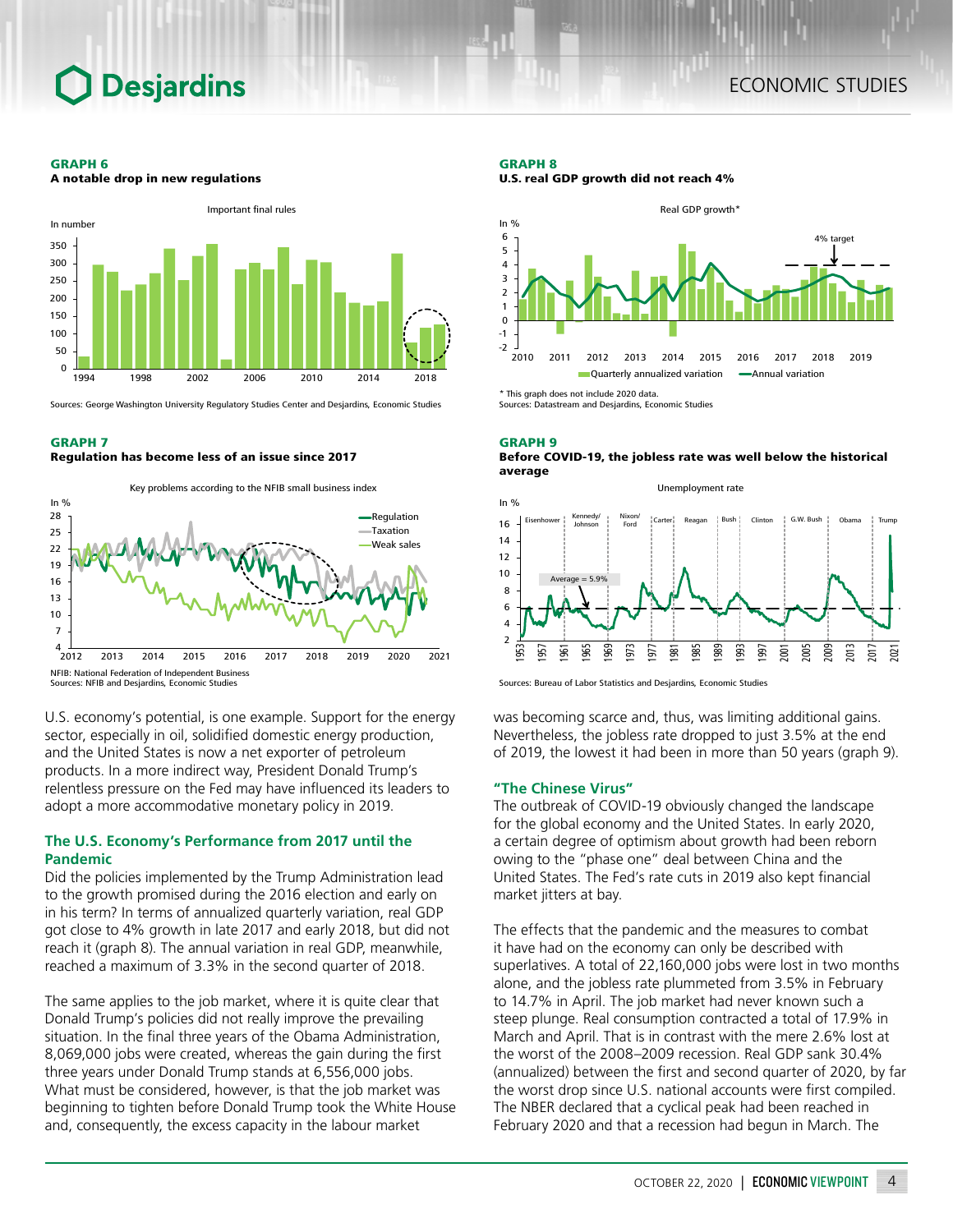**GRAPH 6**
**A notable drop in new regulations**

Sources: George Washington University Regulatory Studies Center and Desjardins, Economic Studies

**GRAPH 7**
**Regulation has become less of an issue since 2017**

NFIB: National Federation of Independent Business
Sources: NFIB and Desjardins, Economic Studies

**GRAPH 8**
**U.S. real GDP growth did not reach 4%**

* This graph does not include 2020 data.
Sources: Datastream and Desjardins, Economic Studies

**GRAPH 9**
**Before COVID-19, the jobless rate was well below the historical average**

Sources: Bureau of Labor Statistics and Desjardins, Economic Studies

U.S. economy's potential, is one example. Support for the energy sector, especially in oil, solidified domestic energy production, and the United States is now a net exporter of petroleum products. In a more indirect way, President Donald Trump's relentless pressure on the Fed may have influenced its leaders to adopt a more accommodative monetary policy in 2019.

## The U.S. Economy's Performance from 2017 until the Pandemic

Did the policies implemented by the Trump Administration lead to the growth promised during the 2016 election and early on in his term? In terms of annualized quarterly variation, real GDP got close to 4% growth in late 2017 and early 2018, but did not reach it (graph 8). The annual variation in real GDP, meanwhile, reached a maximum of 3.3% in the second quarter of 2018.

The same applies to the job market, where it is quite clear that Donald Trump's policies did not really improve the prevailing situation. In the final three years of the Obama Administration, 8,069,000 jobs were created, whereas the gain during the first three years under Donald Trump stands at 6,556,000 jobs. What must be considered, however, is that the job market was beginning to tighten before Donald Trump took the White House and, consequently, the excess capacity in the labour market was becoming scarce and, thus, was limiting additional gains. Nevertheless, the jobless rate dropped to just 3.5% at the end of 2019, the lowest it had been in more than 50 years (graph 9).

## "The Chinese Virus"

The outbreak of COVID-19 obviously changed the landscape for the global economy and the United States. In early 2020, a certain degree of optimism about growth had been reborn owing to the "phase one" deal between China and the United States. The Fed's rate cuts in 2019 also kept financial market jitters at bay.

The effects that the pandemic and the measures to combat it have had on the economy can only be described with superlatives. A total of 22,160,000 jobs were lost in two months alone, and the jobless rate plummeted from 3.5% in February to 14.7% in April. The job market had never known such a steep plunge. Real consumption contracted a total of 17.9% in March and April. That is in contrast with the mere 2.6% lost at the worst of the 2008–2009 recession. Real GDP sank 30.4% (annualized) between the first and second quarter of 2020, by far the worst drop since U.S. national accounts were first compiled. The NBER declared that a cyclical peak had been reached in February 2020 and that a recession had begun in March. The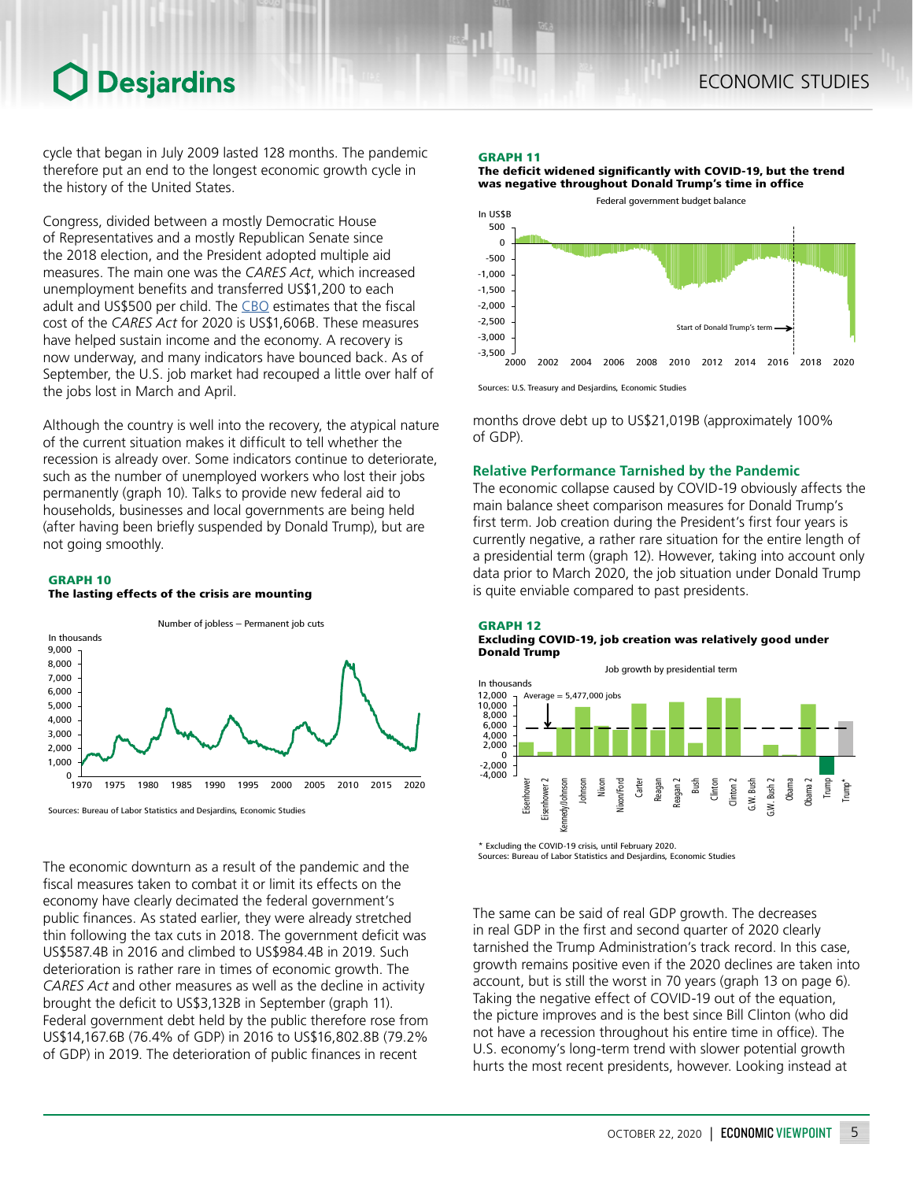cycle that began in July 2009 lasted 128 months. The pandemic therefore put an end to the longest economic growth cycle in the history of the United States.

Congress, divided between a mostly Democratic House of Representatives and a mostly Republican Senate since the 2018 election, and the President adopted multiple aid measures. The main one was the *CARES Act*, which increased unemployment benefits and transferred US$1,200 to each adult and US$500 per child. The CBO estimates that the fiscal cost of the *CARES Act* for 2020 is US$1,606B. These measures have helped sustain income and the economy. A recovery is now underway, and many indicators have bounced back. As of September, the U.S. job market had recouped a little over half of the jobs lost in March and April.

Although the country is well into the recovery, the atypical nature of the current situation makes it difficult to tell whether the recession is already over. Some indicators continue to deteriorate, such as the number of unemployed workers who lost their jobs permanently (graph 10). Talks to provide new federal aid to households, businesses and local governments are being held (after having been briefly suspended by Donald Trump), but are not going smoothly.

**GRAPH 10**
**The lasting effects of the crisis are mounting**

Sources: Bureau of Labor Statistics and Desjardins, Economic Studies

The economic downturn as a result of the pandemic and the fiscal measures taken to combat it or limit its effects on the economy have clearly decimated the federal government's public finances. As stated earlier, they were already stretched thin following the tax cuts in 2018. The government deficit was US$587.4B in 2016 and climbed to US$984.4B in 2019. Such deterioration is rather rare in times of economic growth. The *CARES Act* and other measures as well as the decline in activity brought the deficit to US$3,132B in September (graph 11). Federal government debt held by the public therefore rose from US$14,167.6B (76.4% of GDP) in 2016 to US$16,802.8B (79.2% of GDP) in 2019. The deterioration of public finances in recent months drove debt up to US$21,019B (approximately 100% of GDP).

**GRAPH 11**
**The deficit widened significantly with COVID-19, but the trend was negative throughout Donald Trump's time in office**

Sources: U.S. Treasury and Desjardins, Economic Studies

## Relative Performance Tarnished by the Pandemic

The economic collapse caused by COVID-19 obviously affects the main balance sheet comparison measures for Donald Trump's first term. Job creation during the President's first four years is currently negative, a rather rare situation for the entire length of a presidential term (graph 12). However, taking into account only data prior to March 2020, the job situation under Donald Trump is quite enviable compared to past presidents.

**GRAPH 12**
**Excluding COVID-19, job creation was relatively good under Donald Trump**

\* Excluding the COVID-19 crisis, until February 2020.
Sources: Bureau of Labor Statistics and Desjardins, Economic Studies

The same can be said of real GDP growth. The decreases in real GDP in the first and second quarter of 2020 clearly tarnished the Trump Administration's track record. In this case, growth remains positive even if the 2020 declines are taken into account, but is still the worst in 70 years (graph 13 on page 6). Taking the negative effect of COVID-19 out of the equation, the picture improves and is the best since Bill Clinton (who did not have a recession throughout his entire time in office). The U.S. economy's long-term trend with slower potential growth hurts the most recent presidents, however. Looking instead at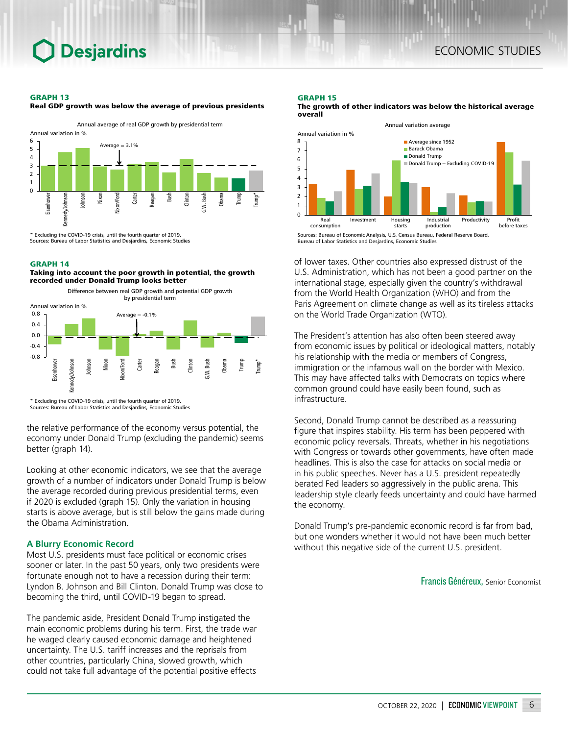**GRAPH 13**
**Real GDP growth was below the average of previous presidents**

Annual average of real GDP growth by presidential term

Annual variation in %

6
5
4
3
2
1
0

Average = 3.1%

Eisenhower
Kennedy/Johnson
Johnson
Nixon
Nixon/Ford
Carter
Reagan
Bush
Clinton
G.W. Bush
Obama
Trump
Trump*

\* Excluding the COVID-19 crisis, until the fourth quarter of 2019.
Sources: Bureau of Labor Statistics and Desjardins, Economic Studies

**GRAPH 14**
**Taking into account the poor growth in potential, the growth recorded under Donald Trump looks better**

Difference between real GDP growth and potential GDP growth by presidential term

Annual variation in %

0.8
0.4
0.0
-0.4
-0.8

Average = -0.1%

Eisenhower
Kennedy/Johnson
Johnson
Nixon
Nixon/Ford
Carter
Reagan
Bush
Clinton
G.W. Bush
Obama
Trump
Trump*

\* Excluding the COVID-19 crisis, until the fourth quarter of 2019.
Sources: Bureau of Labor Statistics and Desjardins, Economic Studies

the relative performance of the economy versus potential, the economy under Donald Trump (excluding the pandemic) seems better (graph 14).

Looking at other economic indicators, we see that the average growth of a number of indicators under Donald Trump is below the average recorded during previous presidential terms, even if 2020 is excluded (graph 15). Only the variation in housing starts is above average, but is still below the gains made during the Obama Administration.

## A Blurry Economic Record

Most U.S. presidents must face political or economic crises sooner or later. In the past 50 years, only two presidents were fortunate enough not to have a recession during their term: Lyndon B. Johnson and Bill Clinton. Donald Trump was close to becoming the third, until COVID-19 began to spread.

The pandemic aside, President Donald Trump instigated the main economic problems during his term. First, the trade war he waged clearly caused economic damage and heightened uncertainty. The U.S. tariff increases and the reprisals from other countries, particularly China, slowed growth, which could not take full advantage of the potential positive effects of lower taxes. Other countries also expressed distrust of the U.S. Administration, which has not been a good partner on the international stage, especially given the country's withdrawal from the World Health Organization (WHO) and from the Paris Agreement on climate change as well as its tireless attacks on the World Trade Organization (WTO).

**GRAPH 15**
**The growth of other indicators was below the historical average overall**

Annual variation average

Annual variation in %

8
7
6
5
4
3
2
1
0

Average since 1952
Barack Obama
Donald Trump
Donald Trump – Excluding COVID-19

Real consumption
Investment
Housing starts
Industrial production
Productivity
Profit before taxes

Sources: Bureau of Economic Analysis, U.S. Census Bureau, Federal Reserve Board, Bureau of Labor Statistics and Desjardins, Economic Studies

The President's attention has also often been steered away from economic issues by political or ideological matters, notably his relationship with the media or members of Congress, immigration or the infamous wall on the border with Mexico. This may have affected talks with Democrats on topics where common ground could have easily been found, such as infrastructure.

Second, Donald Trump cannot be described as a reassuring figure that inspires stability. His term has been peppered with economic policy reversals. Threats, whether in his negotiations with Congress or towards other governments, have often made headlines. This is also the case for attacks on social media or in his public speeches. Never has a U.S. president repeatedly berated Fed leaders so aggressively in the public arena. This leadership style clearly feeds uncertainty and could have harmed the economy.

Donald Trump's pre-pandemic economic record is far from bad, but one wonders whether it would not have been much better without this negative side of the current U.S. president.

**Francis Généreux**, Senior Economist